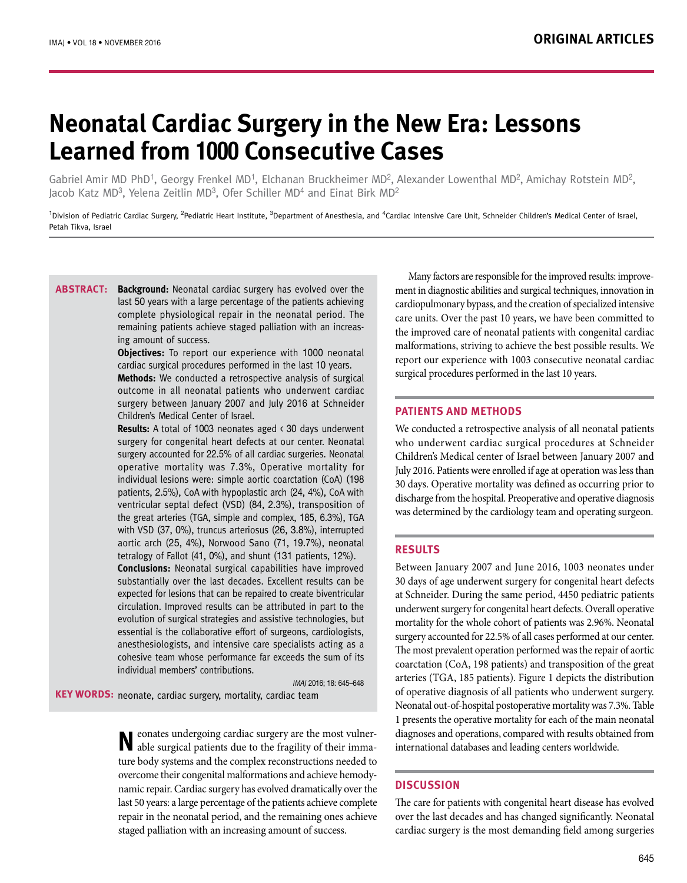# Neonatal Cardiac Surgery in the New Era: Lessons Learned from 1000 Consecutive Cases

Gabriel Amir MD PhD[1], Georgy Frenkel MD[1], Elchanan Bruckheimer MD[2], Alexander Lowenthal MD[2], Amichay Rotstein MD[2], Jacob Katz MD[3], Yelena Zeitlin MD[3], Ofer Schiller MD[4] and Einat Birk MD[2]

[1]Division of Pediatric Cardiac Surgery, [2]Pediatric Heart Institute, [3]Department of Anesthesia, and [4]Cardiac Intensive Care Unit, Schneider Children's Medical Center of Israel, Petah Tikva, Israel

**ABSTRACT:**

**Background:** Neonatal cardiac surgery has evolved over the last 50 years with a large percentage of the patients achieving complete physiological repair in the neonatal period. The remaining patients achieve staged palliation with an increasing amount of success.

**Objectives:** To report our experience with 1000 neonatal cardiac surgical procedures performed in the last 10 years.

**Methods:** We conducted a retrospective analysis of surgical outcome in all neonatal patients who underwent cardiac surgery between January 2007 and July 2016 at Schneider Children's Medical Center of Israel.

**Results:** A total of 1003 neonates aged < 30 days underwent surgery for congenital heart defects at our center. Neonatal surgery accounted for 22.5% of all cardiac surgeries. Neonatal operative mortality was 7.3%, Operative mortality for individual lesions were: simple aortic coarctation (CoA) (198 patients, 2.5%), CoA with hypoplastic arch (24, 4%), CoA with ventricular septal defect (VSD) (84, 2.3%), transposition of the great arteries (TGA, simple and complex, 185, 6.3%), TGA with VSD (37, 0%), truncus arteriosus (26, 3.8%), interrupted aortic arch (25, 4%), Norwood Sano (71, 19.7%), neonatal tetralogy of Fallot (41, 0%), and shunt (131 patients, 12%).

**Conclusions:** Neonatal surgical capabilities have improved substantially over the last decades. Excellent results can be expected for lesions that can be repaired to create biventricular circulation. Improved results can be attributed in part to the evolution of surgical strategies and assistive technologies, but essential is the collaborative effort of surgeons, cardiologists, anesthesiologists, and intensive care specialists acting as a cohesive team whose performance far exceeds the sum of its individual members' contributions.

*IMAJ* 2016; 18: 645–648

**KEY WORDS:** neonate, cardiac surgery, mortality, cardiac team

Neonates undergoing cardiac surgery are the most vulnerable surgical patients due to the fragility of their immature body systems and the complex reconstructions needed to overcome their congenital malformations and achieve hemodynamic repair. Cardiac surgery has evolved dramatically over the last 50 years: a large percentage of the patients achieve complete repair in the neonatal period, and the remaining ones achieve staged palliation with an increasing amount of success.

Many factors are responsible for the improved results: improvement in diagnostic abilities and surgical techniques, innovation in cardiopulmonary bypass, and the creation of specialized intensive care units. Over the past 10 years, we have been committed to the improved care of neonatal patients with congenital cardiac malformations, striving to achieve the best possible results. We report our experience with 1003 consecutive neonatal cardiac surgical procedures performed in the last 10 years.

## PATIENTS AND METHODS

We conducted a retrospective analysis of all neonatal patients who underwent cardiac surgical procedures at Schneider Children's Medical center of Israel between January 2007 and July 2016. Patients were enrolled if age at operation was less than 30 days. Operative mortality was defined as occurring prior to discharge from the hospital. Preoperative and operative diagnosis was determined by the cardiology team and operating surgeon.

## RESULTS

Between January 2007 and June 2016, 1003 neonates under 30 days of age underwent surgery for congenital heart defects at Schneider. During the same period, 4450 pediatric patients underwent surgery for congenital heart defects. Overall operative mortality for the whole cohort of patients was 2.96%. Neonatal surgery accounted for 22.5% of all cases performed at our center. The most prevalent operation performed was the repair of aortic coarctation (CoA, 198 patients) and transposition of the great arteries (TGA, 185 patients). Figure 1 depicts the distribution of operative diagnosis of all patients who underwent surgery. Neonatal out-of-hospital postoperative mortality was 7.3%. Table 1 presents the operative mortality for each of the main neonatal diagnoses and operations, compared with results obtained from international databases and leading centers worldwide.

## DISCUSSION

The care for patients with congenital heart disease has evolved over the last decades and has changed significantly. Neonatal cardiac surgery is the most demanding field among surgeries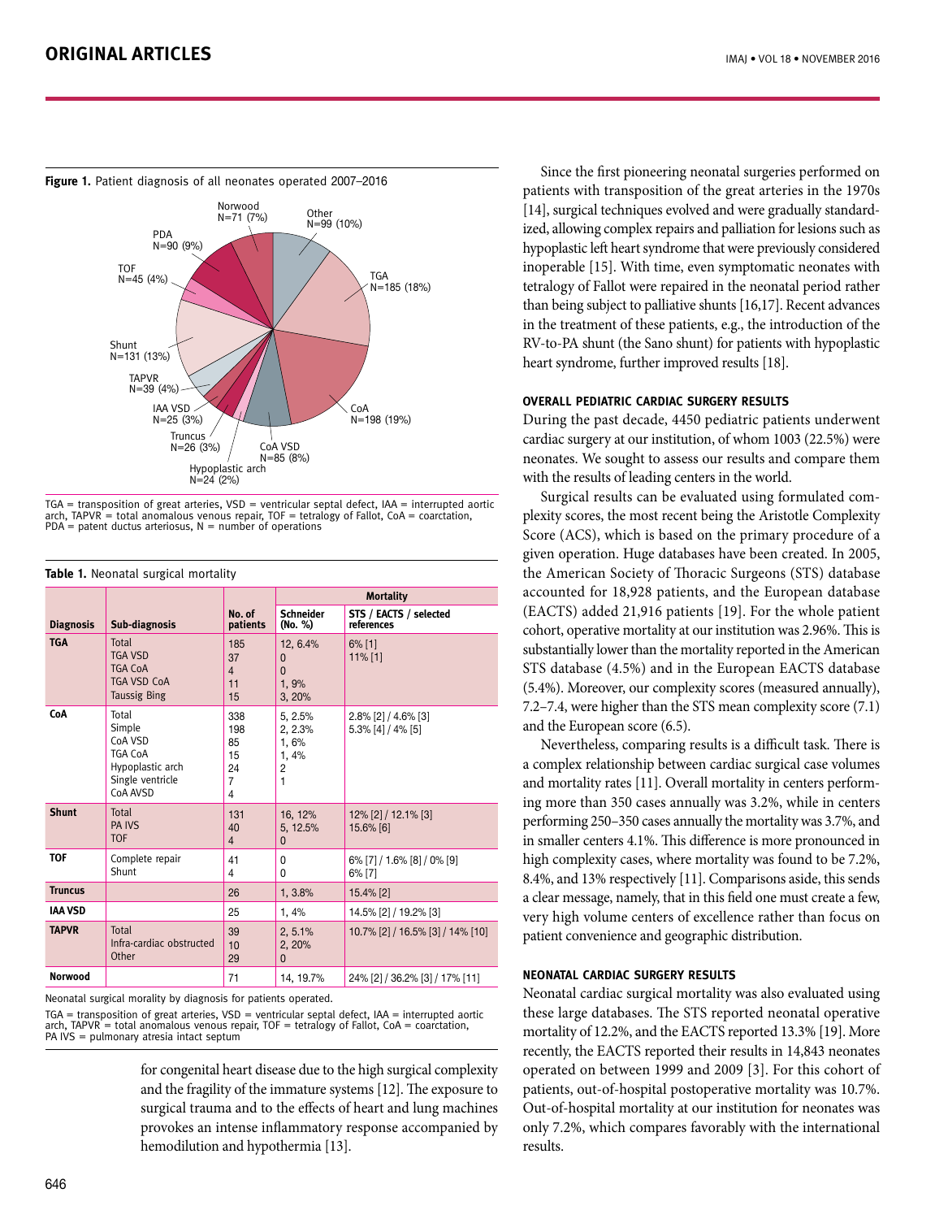**Figure 1.** Patient diagnosis of all neonates operated 2007–2016

Norwood N=71 (7%)
Other N=99 (10%)
PDA N=90 (9%)
TOF N=45 (4%)
TGA N=185 (18%)
Shunt N=131 (13%)
TAPVR N=39 (4%)
IAA VSD N=25 (3%)
CoA N=198 (19%)
Truncus N=26 (3%)
CoA VSD N=85 (8%)
Hypoplastic arch N=24 (2%)

TGA = transposition of great arteries, VSD = ventricular septal defect, IAA = interrupted aortic arch, TAPVR = total anomalous venous repair, TOF = tetralogy of Fallot, CoA = coarctation, PDA = patent ductus arteriosus, N = number of operations

**Table 1.** Neonatal surgical mortality

| Diagnosis | Sub-diagnosis | No. of patients | Mortality | |
|---|---|---|---|---|
| | | | Schneider (No. %) | STS / EACTS / selected references |
| **TGA** | Total<br>TGA VSD<br>TGA CoA<br>TGA VSD CoA<br>Taussig Bing | 185<br>37<br>4<br>11<br>15 | 12, 6.4%<br>0<br>0<br>1, 9%<br>3, 20% | 6% [1]<br>11% [1] |
| **CoA** | Total<br>Simple<br>CoA VSD<br>TGA CoA<br>Hypoplastic arch<br>Single ventricle<br>CoA AVSD | 338<br>198<br>85<br>15<br>24<br>7<br>4 | 5, 2.5%<br>2, 2.3%<br>1, 6%<br>1, 4%<br>2<br>1 | 2.8% [2] / 4.6% [3]<br>5.3% [4] / 4% [5] |
| **Shunt** | Total<br>PA IVS<br>TOF | 131<br>40<br>4 | 16, 12%<br>5, 12.5%<br>0 | 12% [2] / 12.1% [3]<br>15.6% [6] |
| **TOF** | Complete repair<br>Shunt | 41<br>4 | 0<br>0 | 6% [7] / 1.6% [8] / 0% [9]<br>6% [7] |
| **Truncus** | | 26 | 1, 3.8% | 15.4% [2] |
| **IAA VSD** | | 25 | 1, 4% | 14.5% [2] / 19.2% [3] |
| **TAPVR** | Total<br>Infra-cardiac obstructed<br>Other | 39<br>10<br>29 | 2, 5.1%<br>2, 20%<br>0 | 10.7% [2] / 16.5% [3] / 14% [10] |
| **Norwood** | | 71 | 14, 19.7% | 24% [2] / 36.2% [3] / 17% [11] |

Neonatal surgical morality by diagnosis for patients operated.

TGA = transposition of great arteries, VSD = ventricular septal defect, IAA = interrupted aortic arch, TAPVR = total anomalous venous repair, TOF = tetralogy of Fallot, CoA = coarctation, PA IVS = pulmonary atresia intact septum

for congenital heart disease due to the high surgical complexity and the fragility of the immature systems [12]. The exposure to surgical trauma and to the effects of heart and lung machines provokes an intense inflammatory response accompanied by hemodilution and hypothermia [13].

Since the first pioneering neonatal surgeries performed on patients with transposition of the great arteries in the 1970s [14], surgical techniques evolved and were gradually standardized, allowing complex repairs and palliation for lesions such as hypoplastic left heart syndrome that were previously considered inoperable [15]. With time, even symptomatic neonates with tetralogy of Fallot were repaired in the neonatal period rather than being subject to palliative shunts [16,17]. Recent advances in the treatment of these patients, e.g., the introduction of the RV-to-PA shunt (the Sano shunt) for patients with hypoplastic heart syndrome, further improved results [18].

### OVERALL PEDIATRIC CARDIAC SURGERY RESULTS

During the past decade, 4450 pediatric patients underwent cardiac surgery at our institution, of whom 1003 (22.5%) were neonates. We sought to assess our results and compare them with the results of leading centers in the world.

Surgical results can be evaluated using formulated complexity scores, the most recent being the Aristotle Complexity Score (ACS), which is based on the primary procedure of a given operation. Huge databases have been created. In 2005, the American Society of Thoracic Surgeons (STS) database accounted for 18,928 patients, and the European database (EACTS) added 21,916 patients [19]. For the whole patient cohort, operative mortality at our institution was 2.96%. This is substantially lower than the mortality reported in the American STS database (4.5%) and in the European EACTS database (5.4%). Moreover, our complexity scores (measured annually), 7.2–7.4, were higher than the STS mean complexity score (7.1) and the European score (6.5).

Nevertheless, comparing results is a difficult task. There is a complex relationship between cardiac surgical case volumes and mortality rates [11]. Overall mortality in centers performing more than 350 cases annually was 3.2%, while in centers performing 250–350 cases annually the mortality was 3.7%, and in smaller centers 4.1%. This difference is more pronounced in high complexity cases, where mortality was found to be 7.2%, 8.4%, and 13% respectively [11]. Comparisons aside, this sends a clear message, namely, that in this field one must create a few, very high volume centers of excellence rather than focus on patient convenience and geographic distribution.

### NEONATAL CARDIAC SURGERY RESULTS

Neonatal cardiac surgical mortality was also evaluated using these large databases. The STS reported neonatal operative mortality of 12.2%, and the EACTS reported 13.3% [19]. More recently, the EACTS reported their results in 14,843 neonates operated on between 1999 and 2009 [3]. For this cohort of patients, out-of-hospital postoperative mortality was 10.7%. Out-of-hospital mortality at our institution for neonates was only 7.2%, which compares favorably with the international results.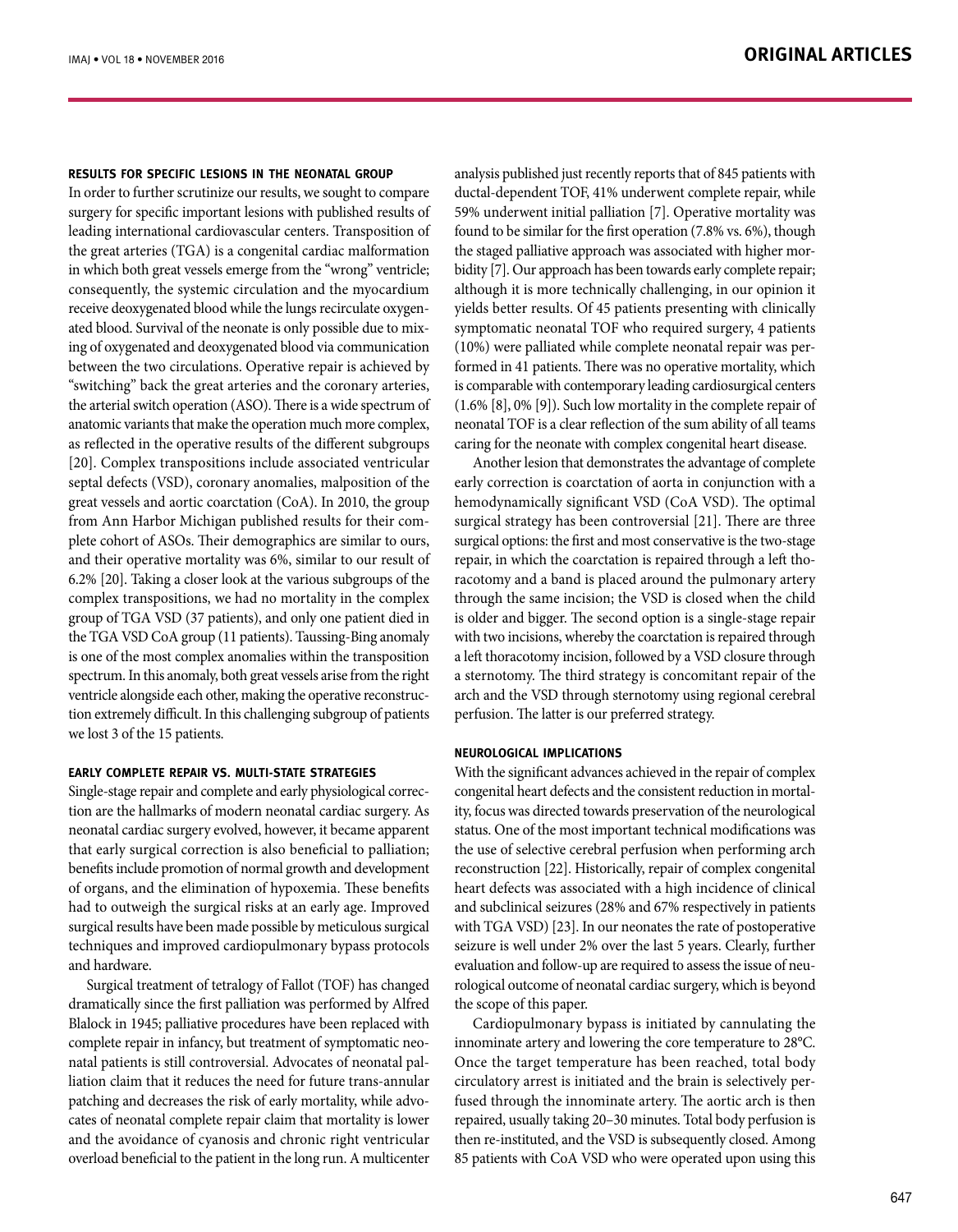### RESULTS FOR SPECIFIC LESIONS IN THE NEONATAL GROUP

In order to further scrutinize our results, we sought to compare surgery for specific important lesions with published results of leading international cardiovascular centers. Transposition of the great arteries (TGA) is a congenital cardiac malformation in which both great vessels emerge from the "wrong" ventricle; consequently, the systemic circulation and the myocardium receive deoxygenated blood while the lungs recirculate oxygenated blood. Survival of the neonate is only possible due to mixing of oxygenated and deoxygenated blood via communication between the two circulations. Operative repair is achieved by "switching" back the great arteries and the coronary arteries, the arterial switch operation (ASO). There is a wide spectrum of anatomic variants that make the operation much more complex, as reflected in the operative results of the different subgroups [20]. Complex transpositions include associated ventricular septal defects (VSD), coronary anomalies, malposition of the great vessels and aortic coarctation (CoA). In 2010, the group from Ann Harbor Michigan published results for their complete cohort of ASOs. Their demographics are similar to ours, and their operative mortality was 6%, similar to our result of 6.2% [20]. Taking a closer look at the various subgroups of the complex transpositions, we had no mortality in the complex group of TGA VSD (37 patients), and only one patient died in the TGA VSD CoA group (11 patients). Taussing-Bing anomaly is one of the most complex anomalies within the transposition spectrum. In this anomaly, both great vessels arise from the right ventricle alongside each other, making the operative reconstruction extremely difficult. In this challenging subgroup of patients we lost 3 of the 15 patients.

### EARLY COMPLETE REPAIR VS. MULTI-STATE STRATEGIES

Single-stage repair and complete and early physiological correction are the hallmarks of modern neonatal cardiac surgery. As neonatal cardiac surgery evolved, however, it became apparent that early surgical correction is also beneficial to palliation; benefits include promotion of normal growth and development of organs, and the elimination of hypoxemia. These benefits had to outweigh the surgical risks at an early age. Improved surgical results have been made possible by meticulous surgical techniques and improved cardiopulmonary bypass protocols and hardware.

Surgical treatment of tetralogy of Fallot (TOF) has changed dramatically since the first palliation was performed by Alfred Blalock in 1945; palliative procedures have been replaced with complete repair in infancy, but treatment of symptomatic neonatal patients is still controversial. Advocates of neonatal palliation claim that it reduces the need for future trans-annular patching and decreases the risk of early mortality, while advocates of neonatal complete repair claim that mortality is lower and the avoidance of cyanosis and chronic right ventricular overload beneficial to the patient in the long run. A multicenter analysis published just recently reports that of 845 patients with ductal-dependent TOF, 41% underwent complete repair, while 59% underwent initial palliation [7]. Operative mortality was found to be similar for the first operation (7.8% vs. 6%), though the staged palliative approach was associated with higher morbidity [7]. Our approach has been towards early complete repair; although it is more technically challenging, in our opinion it yields better results. Of 45 patients presenting with clinically symptomatic neonatal TOF who required surgery, 4 patients (10%) were palliated while complete neonatal repair was performed in 41 patients. There was no operative mortality, which is comparable with contemporary leading cardiosurgical centers (1.6% [8], 0% [9]). Such low mortality in the complete repair of neonatal TOF is a clear reflection of the sum ability of all teams caring for the neonate with complex congenital heart disease.

Another lesion that demonstrates the advantage of complete early correction is coarctation of aorta in conjunction with a hemodynamically significant VSD (CoA VSD). The optimal surgical strategy has been controversial [21]. There are three surgical options: the first and most conservative is the two-stage repair, in which the coarctation is repaired through a left thoracotomy and a band is placed around the pulmonary artery through the same incision; the VSD is closed when the child is older and bigger. The second option is a single-stage repair with two incisions, whereby the coarctation is repaired through a left thoracotomy incision, followed by a VSD closure through a sternotomy. The third strategy is concomitant repair of the arch and the VSD through sternotomy using regional cerebral perfusion. The latter is our preferred strategy.

### NEUROLOGICAL IMPLICATIONS

With the significant advances achieved in the repair of complex congenital heart defects and the consistent reduction in mortality, focus was directed towards preservation of the neurological status. One of the most important technical modifications was the use of selective cerebral perfusion when performing arch reconstruction [22]. Historically, repair of complex congenital heart defects was associated with a high incidence of clinical and subclinical seizures (28% and 67% respectively in patients with TGA VSD) [23]. In our neonates the rate of postoperative seizure is well under 2% over the last 5 years. Clearly, further evaluation and follow-up are required to assess the issue of neurological outcome of neonatal cardiac surgery, which is beyond the scope of this paper.

Cardiopulmonary bypass is initiated by cannulating the innominate artery and lowering the core temperature to 28°C. Once the target temperature has been reached, total body circulatory arrest is initiated and the brain is selectively perfused through the innominate artery. The aortic arch is then repaired, usually taking 20–30 minutes. Total body perfusion is then re-instituted, and the VSD is subsequently closed. Among 85 patients with CoA VSD who were operated upon using this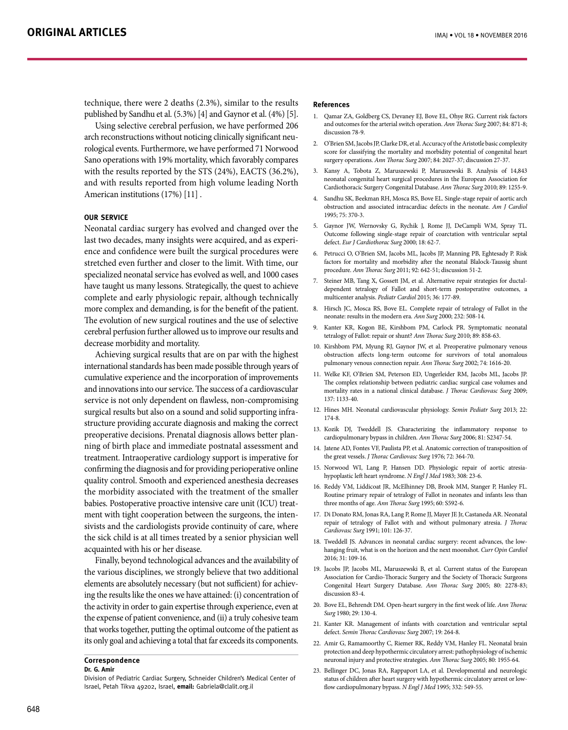technique, there were 2 deaths (2.3%), similar to the results published by Sandhu et al. (5.3%) [4] and Gaynor et al. (4%) [5].

Using selective cerebral perfusion, we have performed 206 arch reconstructions without noticing clinically significant neurological events. Furthermore, we have performed 71 Norwood Sano operations with 19% mortality, which favorably compares with the results reported by the STS (24%), EACTS (36.2%), and with results reported from high volume leading North American institutions (17%) [11] .

### OUR SERVICE

Neonatal cardiac surgery has evolved and changed over the last two decades, many insights were acquired, and as experience and confidence were built the surgical procedures were stretched even further and closer to the limit. With time, our specialized neonatal service has evolved as well, and 1000 cases have taught us many lessons. Strategically, the quest to achieve complete and early physiologic repair, although technically more complex and demanding, is for the benefit of the patient. The evolution of new surgical routines and the use of selective cerebral perfusion further allowed us to improve our results and decrease morbidity and mortality.

Achieving surgical results that are on par with the highest international standards has been made possible through years of cumulative experience and the incorporation of improvements and innovations into our service. The success of a cardiovascular service is not only dependent on flawless, non-compromising surgical results but also on a sound and solid supporting infrastructure providing accurate diagnosis and making the correct preoperative decisions. Prenatal diagnosis allows better planning of birth place and immediate postnatal assessment and treatment. Intraoperative cardiology support is imperative for confirming the diagnosis and for providing perioperative online quality control. Smooth and experienced anesthesia decreases the morbidity associated with the treatment of the smaller babies. Postoperative proactive intensive care unit (ICU) treatment with tight cooperation between the surgeons, the intensivists and the cardiologists provide continuity of care, where the sick child is at all times treated by a senior physician well acquainted with his or her disease.

Finally, beyond technological advances and the availability of the various disciplines, we strongly believe that two additional elements are absolutely necessary (but not sufficient) for achieving the results like the ones we have attained: (i) concentration of the activity in order to gain expertise through experience, even at the expense of patient convenience, and (ii) a truly cohesive team that works together, putting the optimal outcome of the patient as its only goal and achieving a total that far exceeds its components.

**Correspondence**

**Dr. G. Amir**

Division of Pediatric Cardiac Surgery, Schneider Children's Medical Center of Israel, Petah Tikva 49202, Israel, **email:** Gabriela@clalit.org.il

### References

1. Qamar ZA, Goldberg CS, Devaney EJ, Bove EL, Ohye RG. Current risk factors and outcomes for the arterial switch operation. *Ann Thorac Surg* 2007; 84: 871-8; discussion 78-9.
2. O'Brien SM, Jacobs JP, Clarke DR, et al. Accuracy of the Aristotle basic complexity score for classifying the mortality and morbidity potential of congenital heart surgery operations. *Ann Thorac Surg* 2007; 84: 2027-37; discussion 27-37.
3. Kansy A, Tobota Z, Maruszewski P, Maruszewski B. Analysis of 14,843 neonatal congenital heart surgical procedures in the European Association for Cardiothoracic Surgery Congenital Database. *Ann Thorac Surg* 2010; 89: 1255-9.
4. Sandhu SK, Beekman RH, Mosca RS, Bove EL. Single-stage repair of aortic arch obstruction and associated intracardiac defects in the neonate. *Am J Cardiol* 1995; 75: 370-3.
5. Gaynor JW, Wernovsky G, Rychik J, Rome JJ, DeCampli WM, Spray TL. Outcome following single-stage repair of coarctation with ventricular septal defect. *Eur J Cardiothorac Surg* 2000; 18: 62-7.
6. Petrucci O, O'Brien SM, Jacobs ML, Jacobs JP, Manning PB, Eghtesady P. Risk factors for mortality and morbidity after the neonatal Blalock-Taussig shunt procedure. *Ann Thorac Surg* 2011; 92: 642-51; discussion 51-2.
7. Steiner MB, Tang X, Gossett JM, et al. Alternative repair strategies for ductal-dependent tetralogy of Fallot and short-term postoperative outcomes, a multicenter analysis. *Pediatr Cardiol* 2015; 36: 177-89.
8. Hirsch JC, Mosca RS, Bove EL. Complete repair of tetralogy of Fallot in the neonate: results in the modern era. *Ann Surg* 2000; 232: 508-14.
9. Kanter KR, Kogon BE, Kirshbom PM, Carlock PR. Symptomatic neonatal tetralogy of Fallot: repair or shunt? *Ann Thorac Surg* 2010; 89: 858-63.
10. Kirshbom PM, Myung RJ, Gaynor JW, et al. Preoperative pulmonary venous obstruction affects long-term outcome for survivors of total anomalous pulmonary venous connection repair. *Ann Thorac Surg* 2002; 74: 1616-20.
11. Welke KF, O'Brien SM, Peterson ED, Ungerleider RM, Jacobs ML, Jacobs JP. The complex relationship between pediatric cardiac surgical case volumes and mortality rates in a national clinical database. *J Thorac Cardiovasc Surg* 2009; 137: 1133-40.
12. Hines MH. Neonatal cardiovascular physiology. *Semin Pediatr Surg* 2013; 22: 174-8.
13. Kozik DJ, Tweddell JS. Characterizing the inflammatory response to cardiopulmonary bypass in children. *Ann Thorac Surg* 2006; 81: S2347-54.
14. Jatene AD, Fontes VF, Paulista PP, et al. Anatomic correction of transposition of the great vessels. *J Thorac Cardiovasc Surg* 1976; 72: 364-70.
15. Norwood WI, Lang P, Hansen DD. Physiologic repair of aortic atresia-hypoplastic left heart syndrome. *N Engl J Med* 1983; 308: 23-6.
16. Reddy VM, Liddicoat JR, McElhinney DB, Brook MM, Stanger P, Hanley FL. Routine primary repair of tetralogy of Fallot in neonates and infants less than three months of age. *Ann Thorac Surg* 1995; 60: S592-6.
17. Di Donato RM, Jonas RA, Lang P, Rome JJ, Mayer JE Jr, Castaneda AR. Neonatal repair of tetralogy of Fallot with and without pulmonary atresia. *J Thorac Cardiovasc Surg* 1991; 101: 126-37.
18. Tweddell JS. Advances in neonatal cardiac surgery: recent advances, the low-hanging fruit, what is on the horizon and the next moonshot. *Curr Opin Cardiol* 2016; 31: 109-16.
19. Jacobs JP, Jacobs ML, Maruszewski B, et al. Current status of the European Association for Cardio-Thoracic Surgery and the Society of Thoracic Surgeons Congenital Heart Surgery Database. *Ann Thorac Surg* 2005; 80: 2278-83; discussion 83-4.
20. Bove EL, Behrendt DM. Open-heart surgery in the first week of life. *Ann Thorac Surg* 1980; 29: 130-4.
21. Kanter KR. Management of infants with coarctation and ventricular septal defect. *Semin Thorac Cardiovasc Surg* 2007; 19: 264-8.
22. Amir G, Ramamoorthy C, Riemer RK, Reddy VM, Hanley FL. Neonatal brain protection and deep hypothermic circulatory arrest: pathophysiology of ischemic neuronal injury and protective strategies. *Ann Thorac Surg* 2005; 80: 1955-64.
23. Bellinger DC, Jonas RA, Rappaport LA, et al. Developmental and neurologic status of children after heart surgery with hypothermic circulatory arrest or low-flow cardiopulmonary bypass. *N Engl J Med* 1995; 332: 549-55.